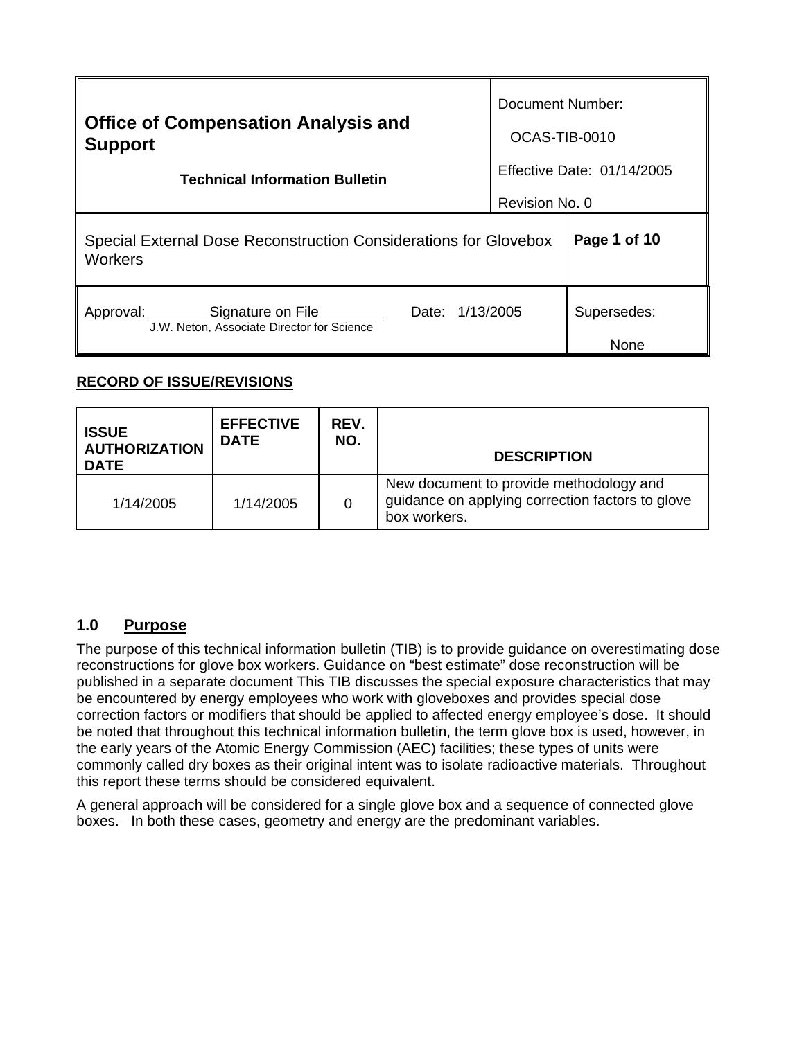| **Office of Compensation Analysis and Support**<br><br>**Technical Information Bulletin** | Document Number:<br>OCAS-TIB-0010<br>Effective Date: 01/14/2005<br>Revision No. 0 |
|---|---|
| Special External Dose Reconstruction Considerations for Glovebox Workers | **Page 1 of 10** |
| Approval: Signature on File  Date: 1/13/2005<br>J.W. Neton, Associate Director for Science | Supersedes:<br>None |

**RECORD OF ISSUE/REVISIONS**

| ISSUE AUTHORIZATION DATE | EFFECTIVE DATE | REV. NO. | DESCRIPTION |
|---|---|---|---|
| 1/14/2005 | 1/14/2005 | 0 | New document to provide methodology and guidance on applying correction factors to glove box workers. |

## 1.0 Purpose

The purpose of this technical information bulletin (TIB) is to provide guidance on overestimating dose reconstructions for glove box workers. Guidance on "best estimate" dose reconstruction will be published in a separate document This TIB discusses the special exposure characteristics that may be encountered by energy employees who work with gloveboxes and provides special dose correction factors or modifiers that should be applied to affected energy employee's dose. It should be noted that throughout this technical information bulletin, the term glove box is used, however, in the early years of the Atomic Energy Commission (AEC) facilities; these types of units were commonly called dry boxes as their original intent was to isolate radioactive materials. Throughout this report these terms should be considered equivalent.

A general approach will be considered for a single glove box and a sequence of connected glove boxes. In both these cases, geometry and energy are the predominant variables.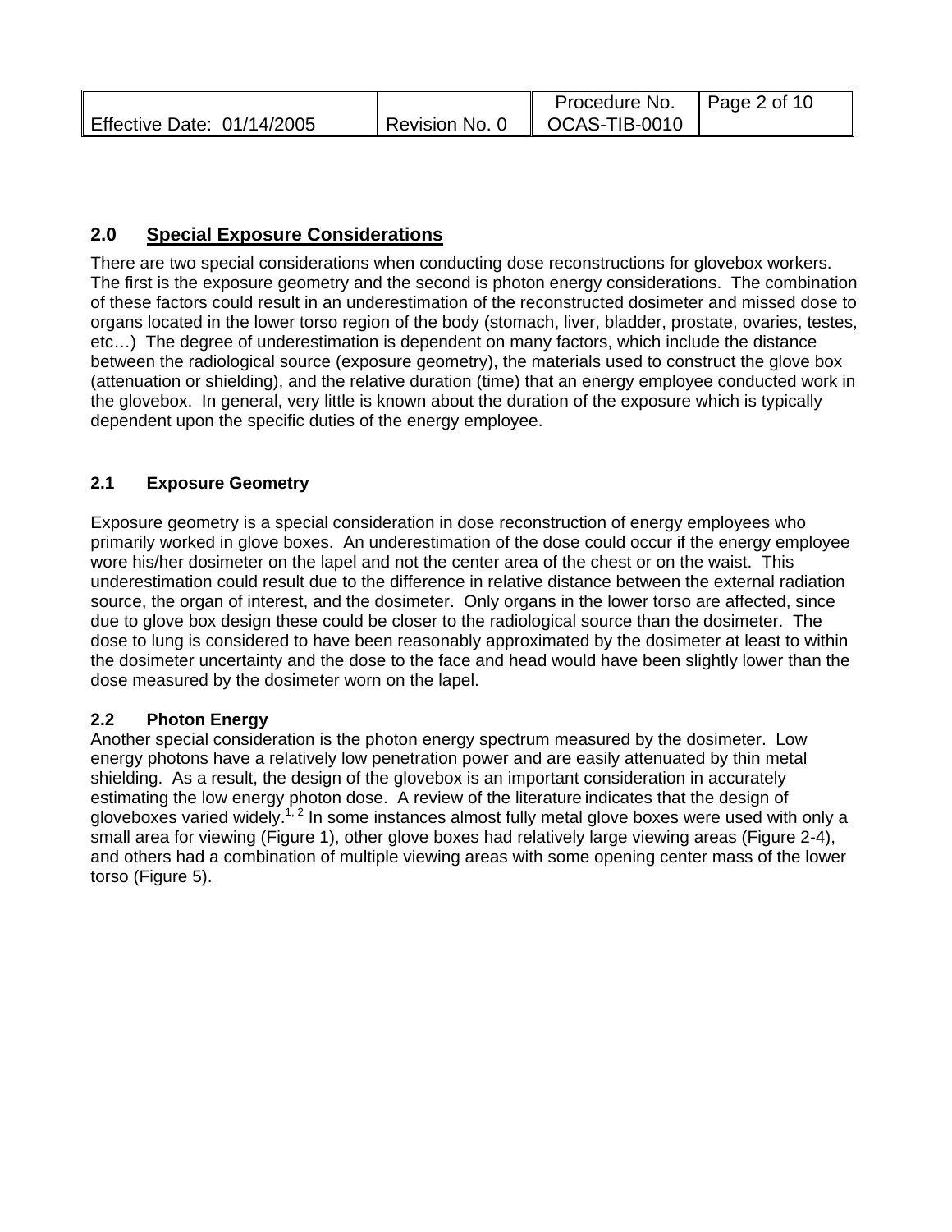## 2.0 Special Exposure Considerations

There are two special considerations when conducting dose reconstructions for glovebox workers. The first is the exposure geometry and the second is photon energy considerations. The combination of these factors could result in an underestimation of the reconstructed dosimeter and missed dose to organs located in the lower torso region of the body (stomach, liver, bladder, prostate, ovaries, testes, etc…) The degree of underestimation is dependent on many factors, which include the distance between the radiological source (exposure geometry), the materials used to construct the glove box (attenuation or shielding), and the relative duration (time) that an energy employee conducted work in the glovebox. In general, very little is known about the duration of the exposure which is typically dependent upon the specific duties of the energy employee.

### 2.1 Exposure Geometry

Exposure geometry is a special consideration in dose reconstruction of energy employees who primarily worked in glove boxes. An underestimation of the dose could occur if the energy employee wore his/her dosimeter on the lapel and not the center area of the chest or on the waist. This underestimation could result due to the difference in relative distance between the external radiation source, the organ of interest, and the dosimeter. Only organs in the lower torso are affected, since due to glove box design these could be closer to the radiological source than the dosimeter. The dose to lung is considered to have been reasonably approximated by the dosimeter at least to within the dosimeter uncertainty and the dose to the face and head would have been slightly lower than the dose measured by the dosimeter worn on the lapel.

### 2.2 Photon Energy

Another special consideration is the photon energy spectrum measured by the dosimeter. Low energy photons have a relatively low penetration power and are easily attenuated by thin metal shielding. As a result, the design of the glovebox is an important consideration in accurately estimating the low energy photon dose. A review of the literature indicates that the design of gloveboxes varied widely.[1, 2] In some instances almost fully metal glove boxes were used with only a small area for viewing (Figure 1), other glove boxes had relatively large viewing areas (Figure 2-4), and others had a combination of multiple viewing areas with some opening center mass of the lower torso (Figure 5).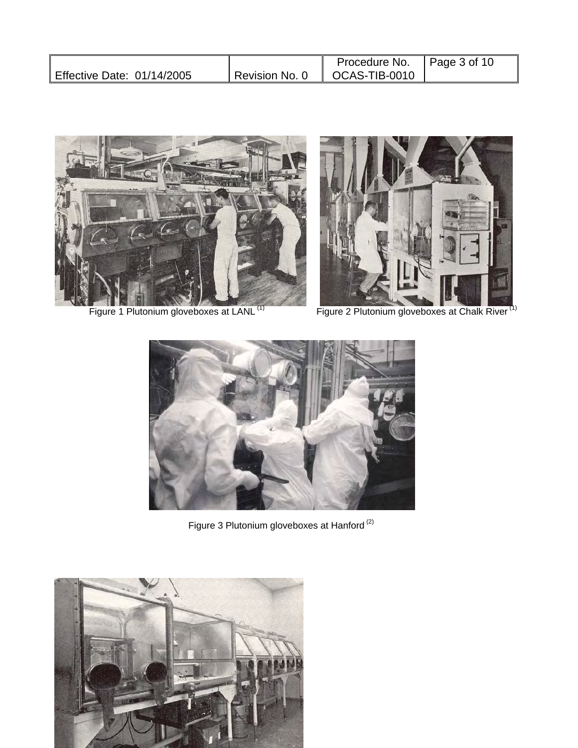Figure 1 Plutonium gloveboxes at LANL [(1)]

Figure 2 Plutonium gloveboxes at Chalk River [(1)]

Figure 3 Plutonium gloveboxes at Hanford [(2)]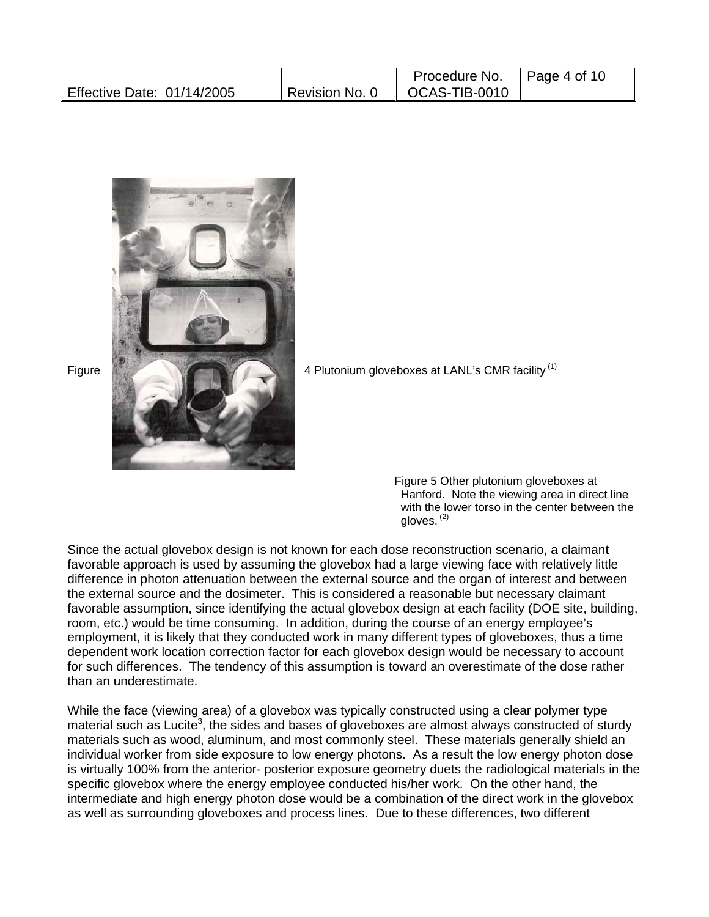Figure 4 Plutonium gloveboxes at LANL's CMR facility [(1)]

Figure 5 Other plutonium gloveboxes at Hanford. Note the viewing area in direct line with the lower torso in the center between the gloves. [(2)]

Since the actual glovebox design is not known for each dose reconstruction scenario, a claimant favorable approach is used by assuming the glovebox had a large viewing face with relatively little difference in photon attenuation between the external source and the organ of interest and between the external source and the dosimeter. This is considered a reasonable but necessary claimant favorable assumption, since identifying the actual glovebox design at each facility (DOE site, building, room, etc.) would be time consuming. In addition, during the course of an energy employee's employment, it is likely that they conducted work in many different types of gloveboxes, thus a time dependent work location correction factor for each glovebox design would be necessary to account for such differences. The tendency of this assumption is toward an overestimate of the dose rather than an underestimate.

While the face (viewing area) of a glovebox was typically constructed using a clear polymer type material such as Lucite[3], the sides and bases of gloveboxes are almost always constructed of sturdy materials such as wood, aluminum, and most commonly steel. These materials generally shield an individual worker from side exposure to low energy photons. As a result the low energy photon dose is virtually 100% from the anterior- posterior exposure geometry duets the radiological materials in the specific glovebox where the energy employee conducted his/her work. On the other hand, the intermediate and high energy photon dose would be a combination of the direct work in the glovebox as well as surrounding gloveboxes and process lines. Due to these differences, two different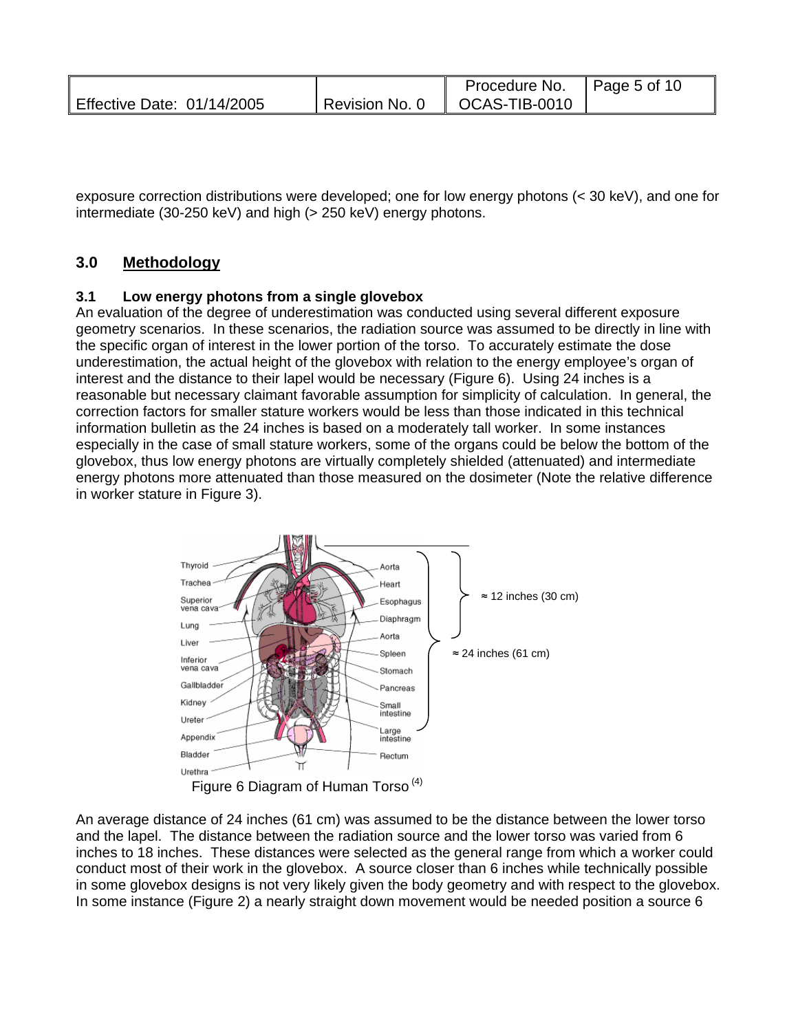exposure correction distributions were developed; one for low energy photons (< 30 keV), and one for intermediate (30-250 keV) and high (> 250 keV) energy photons.

## 3.0 Methodology

### 3.1 Low energy photons from a single glovebox

An evaluation of the degree of underestimation was conducted using several different exposure geometry scenarios. In these scenarios, the radiation source was assumed to be directly in line with the specific organ of interest in the lower portion of the torso. To accurately estimate the dose underestimation, the actual height of the glovebox with relation to the energy employee's organ of interest and the distance to their lapel would be necessary (Figure 6). Using 24 inches is a reasonable but necessary claimant favorable assumption for simplicity of calculation. In general, the correction factors for smaller stature workers would be less than those indicated in this technical information bulletin as the 24 inches is based on a moderately tall worker. In some instances especially in the case of small stature workers, some of the organs could be below the bottom of the glovebox, thus low energy photons are virtually completely shielded (attenuated) and intermediate energy photons more attenuated than those measured on the dosimeter (Note the relative difference in worker stature in Figure 3).

Thyroid, Trachea, Superior vena cava, Lung, Liver, Inferior vena cava, Gallbladder, Kidney, Ureter, Appendix, Bladder, Urethra, Aorta, Heart, Esophagus, Diaphragm, Aorta, Spleen, Stomach, Pancreas, Small intestine, Large intestine, Rectum

≈ 12 inches (30 cm)

≈ 24 inches (61 cm)

Figure 6 Diagram of Human Torso [4]

An average distance of 24 inches (61 cm) was assumed to be the distance between the lower torso and the lapel. The distance between the radiation source and the lower torso was varied from 6 inches to 18 inches. These distances were selected as the general range from which a worker could conduct most of their work in the glovebox. A source closer than 6 inches while technically possible in some glovebox designs is not very likely given the body geometry and with respect to the glovebox. In some instance (Figure 2) a nearly straight down movement would be needed position a source 6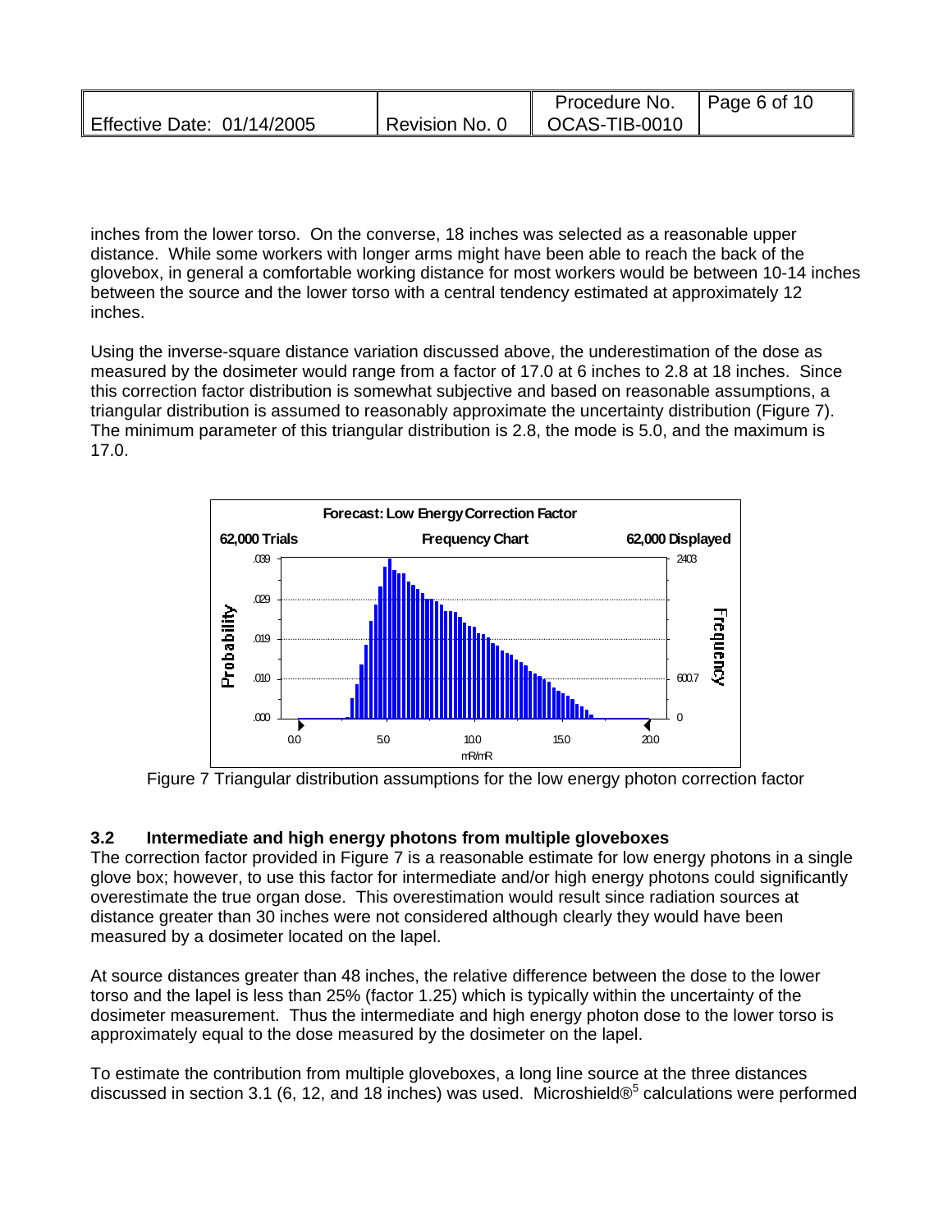inches from the lower torso. On the converse, 18 inches was selected as a reasonable upper distance. While some workers with longer arms might have been able to reach the back of the glovebox, in general a comfortable working distance for most workers would be between 10-14 inches between the source and the lower torso with a central tendency estimated at approximately 12 inches.

Using the inverse-square distance variation discussed above, the underestimation of the dose as measured by the dosimeter would range from a factor of 17.0 at 6 inches to 2.8 at 18 inches. Since this correction factor distribution is somewhat subjective and based on reasonable assumptions, a triangular distribution is assumed to reasonably approximate the uncertainty distribution (Figure 7). The minimum parameter of this triangular distribution is 2.8, the mode is 5.0, and the maximum is 17.0.

Figure 7 Triangular distribution assumptions for the low energy photon correction factor

### 3.2 Intermediate and high energy photons from multiple gloveboxes

The correction factor provided in Figure 7 is a reasonable estimate for low energy photons in a single glove box; however, to use this factor for intermediate and/or high energy photons could significantly overestimate the true organ dose. This overestimation would result since radiation sources at distance greater than 30 inches were not considered although clearly they would have been measured by a dosimeter located on the lapel.

At source distances greater than 48 inches, the relative difference between the dose to the lower torso and the lapel is less than 25% (factor 1.25) which is typically within the uncertainty of the dosimeter measurement. Thus the intermediate and high energy photon dose to the lower torso is approximately equal to the dose measured by the dosimeter on the lapel.

To estimate the contribution from multiple gloveboxes, a long line source at the three distances discussed in section 3.1 (6, 12, and 18 inches) was used. Microshield®[5] calculations were performed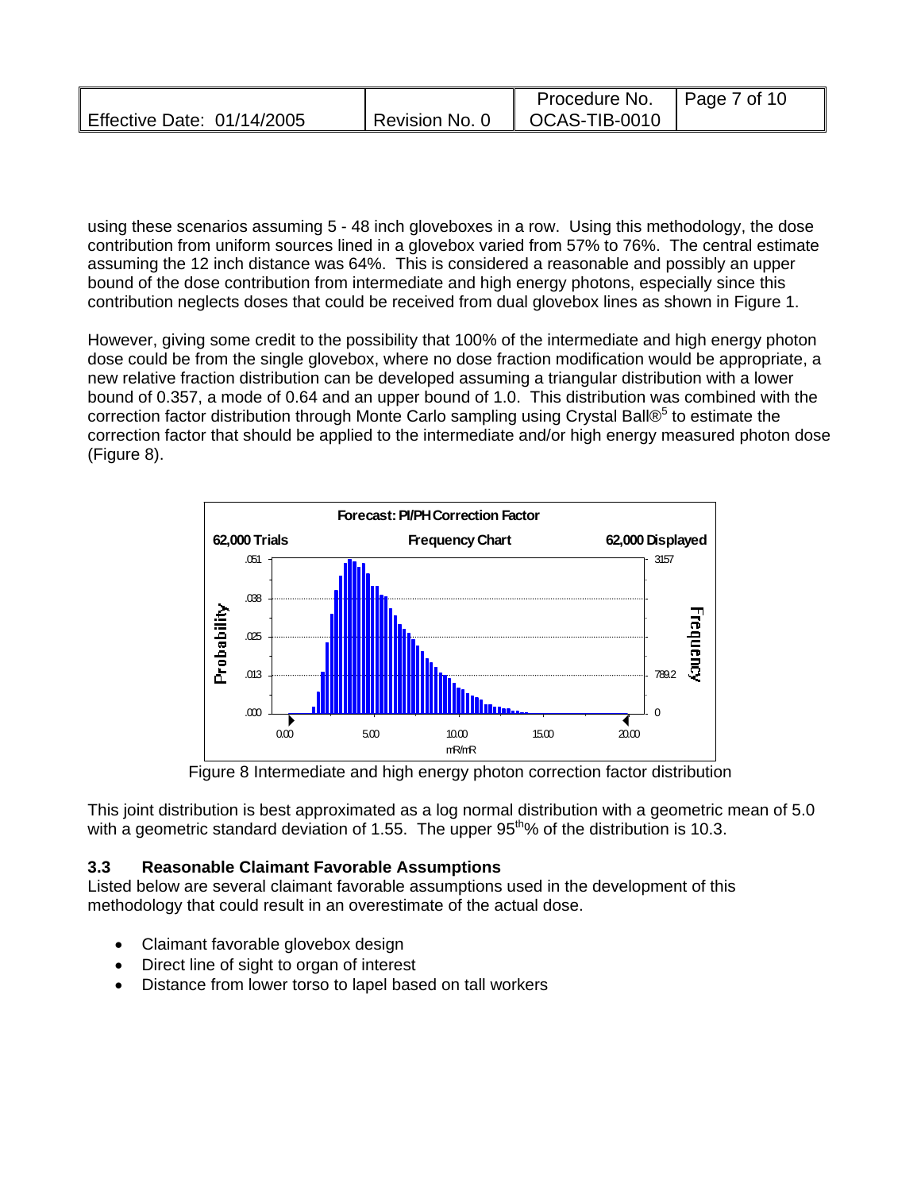using these scenarios assuming 5 - 48 inch gloveboxes in a row. Using this methodology, the dose contribution from uniform sources lined in a glovebox varied from 57% to 76%. The central estimate assuming the 12 inch distance was 64%. This is considered a reasonable and possibly an upper bound of the dose contribution from intermediate and high energy photons, especially since this contribution neglects doses that could be received from dual glovebox lines as shown in Figure 1.

However, giving some credit to the possibility that 100% of the intermediate and high energy photon dose could be from the single glovebox, where no dose fraction modification would be appropriate, a new relative fraction distribution can be developed assuming a triangular distribution with a lower bound of 0.357, a mode of 0.64 and an upper bound of 1.0. This distribution was combined with the correction factor distribution through Monte Carlo sampling using Crystal Ball®[5] to estimate the correction factor that should be applied to the intermediate and/or high energy measured photon dose (Figure 8).

Figure 8 Intermediate and high energy photon correction factor distribution

This joint distribution is best approximated as a log normal distribution with a geometric mean of 5.0 with a geometric standard deviation of 1.55. The upper 95$^{th}$% of the distribution is 10.3.

### 3.3 Reasonable Claimant Favorable Assumptions

Listed below are several claimant favorable assumptions used in the development of this methodology that could result in an overestimate of the actual dose.

- Claimant favorable glovebox design
- Direct line of sight to organ of interest
- Distance from lower torso to lapel based on tall workers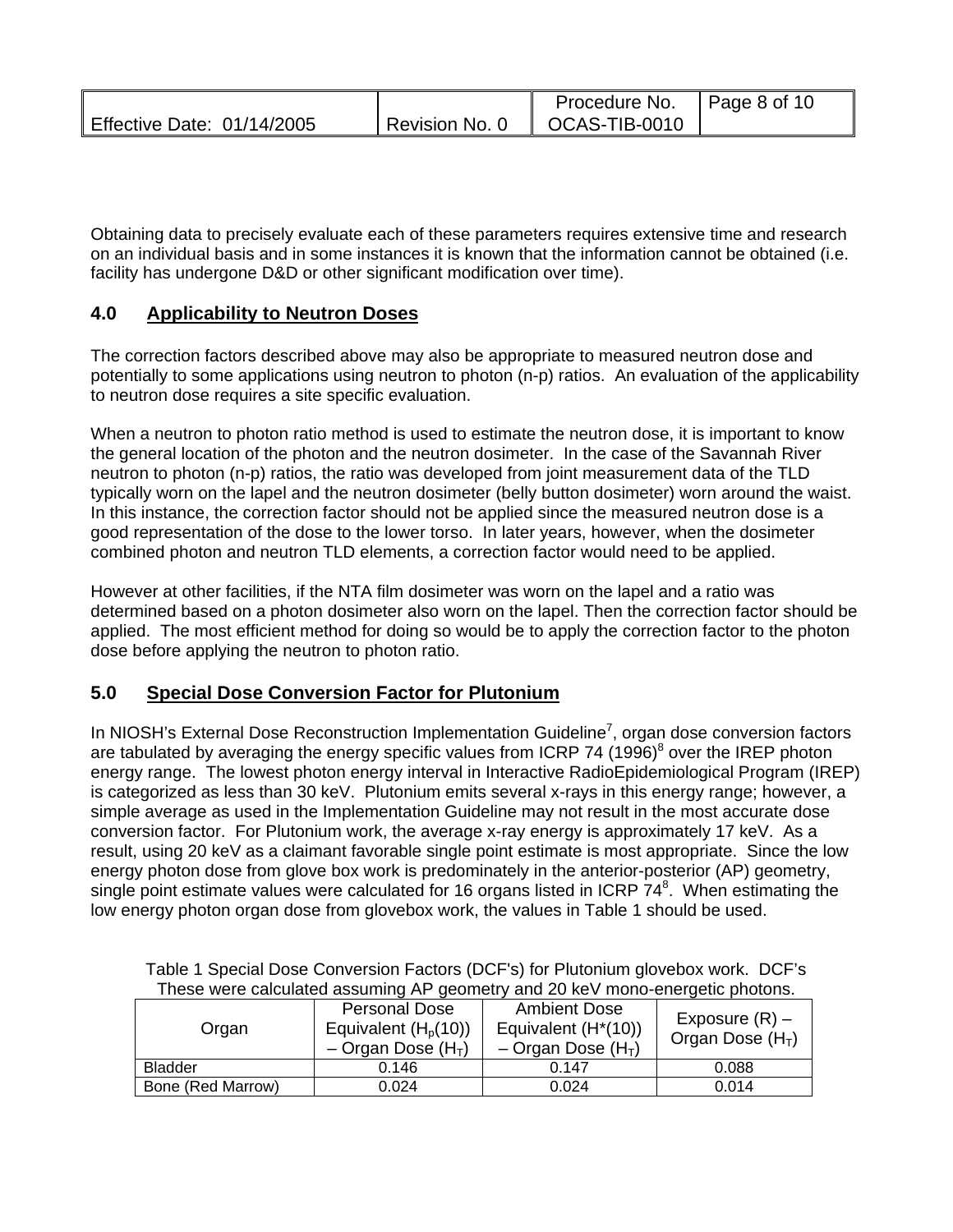Obtaining data to precisely evaluate each of these parameters requires extensive time and research on an individual basis and in some instances it is known that the information cannot be obtained (i.e. facility has undergone D&D or other significant modification over time).

## 4.0 Applicability to Neutron Doses

The correction factors described above may also be appropriate to measured neutron dose and potentially to some applications using neutron to photon (n-p) ratios. An evaluation of the applicability to neutron dose requires a site specific evaluation.

When a neutron to photon ratio method is used to estimate the neutron dose, it is important to know the general location of the photon and the neutron dosimeter. In the case of the Savannah River neutron to photon (n-p) ratios, the ratio was developed from joint measurement data of the TLD typically worn on the lapel and the neutron dosimeter (belly button dosimeter) worn around the waist. In this instance, the correction factor should not be applied since the measured neutron dose is a good representation of the dose to the lower torso. In later years, however, when the dosimeter combined photon and neutron TLD elements, a correction factor would need to be applied.

However at other facilities, if the NTA film dosimeter was worn on the lapel and a ratio was determined based on a photon dosimeter also worn on the lapel. Then the correction factor should be applied. The most efficient method for doing so would be to apply the correction factor to the photon dose before applying the neutron to photon ratio.

## 5.0 Special Dose Conversion Factor for Plutonium

In NIOSH's External Dose Reconstruction Implementation Guideline[7], organ dose conversion factors are tabulated by averaging the energy specific values from ICRP 74 (1996)[8] over the IREP photon energy range. The lowest photon energy interval in Interactive RadioEpidemiological Program (IREP) is categorized as less than 30 keV. Plutonium emits several x-rays in this energy range; however, a simple average as used in the Implementation Guideline may not result in the most accurate dose conversion factor. For Plutonium work, the average x-ray energy is approximately 17 keV. As a result, using 20 keV as a claimant favorable single point estimate is most appropriate. Since the low energy photon dose from glove box work is predominately in the anterior-posterior (AP) geometry, single point estimate values were calculated for 16 organs listed in ICRP 74[8]. When estimating the low energy photon organ dose from glovebox work, the values in Table 1 should be used.

Table 1 Special Dose Conversion Factors (DCF's) for Plutonium glovebox work. DCF's These were calculated assuming AP geometry and 20 keV mono-energetic photons.

| Organ | Personal Dose Equivalent ($H_p(10)$) – Organ Dose ($H_T$) | Ambient Dose Equivalent ($H^*(10)$) – Organ Dose ($H_T$) | Exposure (R) – Organ Dose ($H_T$) |
|---|---|---|---|
| Bladder | 0.146 | 0.147 | 0.088 |
| Bone (Red Marrow) | 0.024 | 0.024 | 0.014 |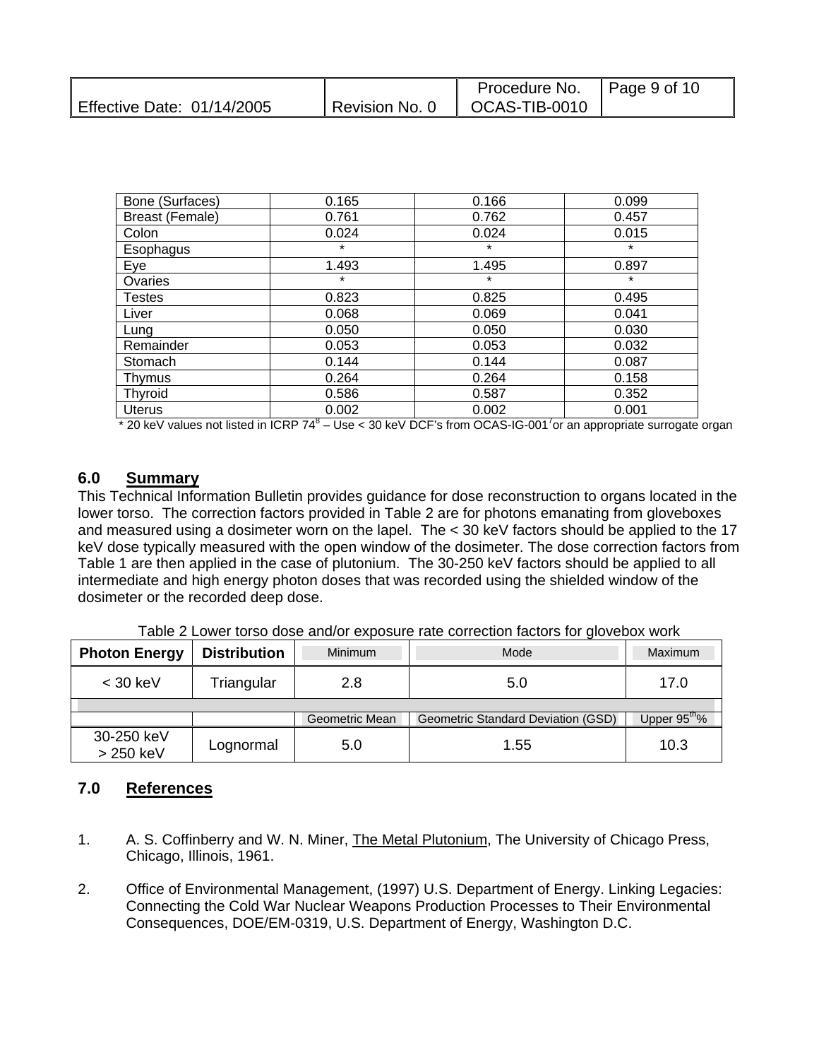| Bone (Surfaces) | 0.165 | 0.166 | 0.099 |
|---|---|---|---|
| Breast (Female) | 0.761 | 0.762 | 0.457 |
| Colon | 0.024 | 0.024 | 0.015 |
| Esophagus | * | * | * |
| Eye | 1.493 | 1.495 | 0.897 |
| Ovaries | * | * | * |
| Testes | 0.823 | 0.825 | 0.495 |
| Liver | 0.068 | 0.069 | 0.041 |
| Lung | 0.050 | 0.050 | 0.030 |
| Remainder | 0.053 | 0.053 | 0.032 |
| Stomach | 0.144 | 0.144 | 0.087 |
| Thymus | 0.264 | 0.264 | 0.158 |
| Thyroid | 0.586 | 0.587 | 0.352 |
| Uterus | 0.002 | 0.002 | 0.001 |

* 20 keV values not listed in ICRP 74[8] – Use < 30 keV DCF's from OCAS-IG-001[7] or an appropriate surrogate organ

## 6.0 Summary

This Technical Information Bulletin provides guidance for dose reconstruction to organs located in the lower torso. The correction factors provided in Table 2 are for photons emanating from gloveboxes and measured using a dosimeter worn on the lapel. The < 30 keV factors should be applied to the 17 keV dose typically measured with the open window of the dosimeter. The dose correction factors from Table 1 are then applied in the case of plutonium. The 30-250 keV factors should be applied to all intermediate and high energy photon doses that was recorded using the shielded window of the dosimeter or the recorded deep dose.

Table 2 Lower torso dose and/or exposure rate correction factors for glovebox work

| Photon Energy | Distribution | Minimum | Mode | Maximum |
|---|---|---|---|---|
| < 30 keV | Triangular | 2.8 | 5.0 | 17.0 |
| | | | | |
| | | Geometric Mean | Geometric Standard Deviation (GSD) | Upper 95th% |
| 30-250 keV<br>> 250 keV | Lognormal | 5.0 | 1.55 | 10.3 |

## 7.0 References

1. A. S. Coffinberry and W. N. Miner, The Metal Plutonium, The University of Chicago Press, Chicago, Illinois, 1961.

2. Office of Environmental Management, (1997) U.S. Department of Energy. Linking Legacies: Connecting the Cold War Nuclear Weapons Production Processes to Their Environmental Consequences, DOE/EM-0319, U.S. Department of Energy, Washington D.C.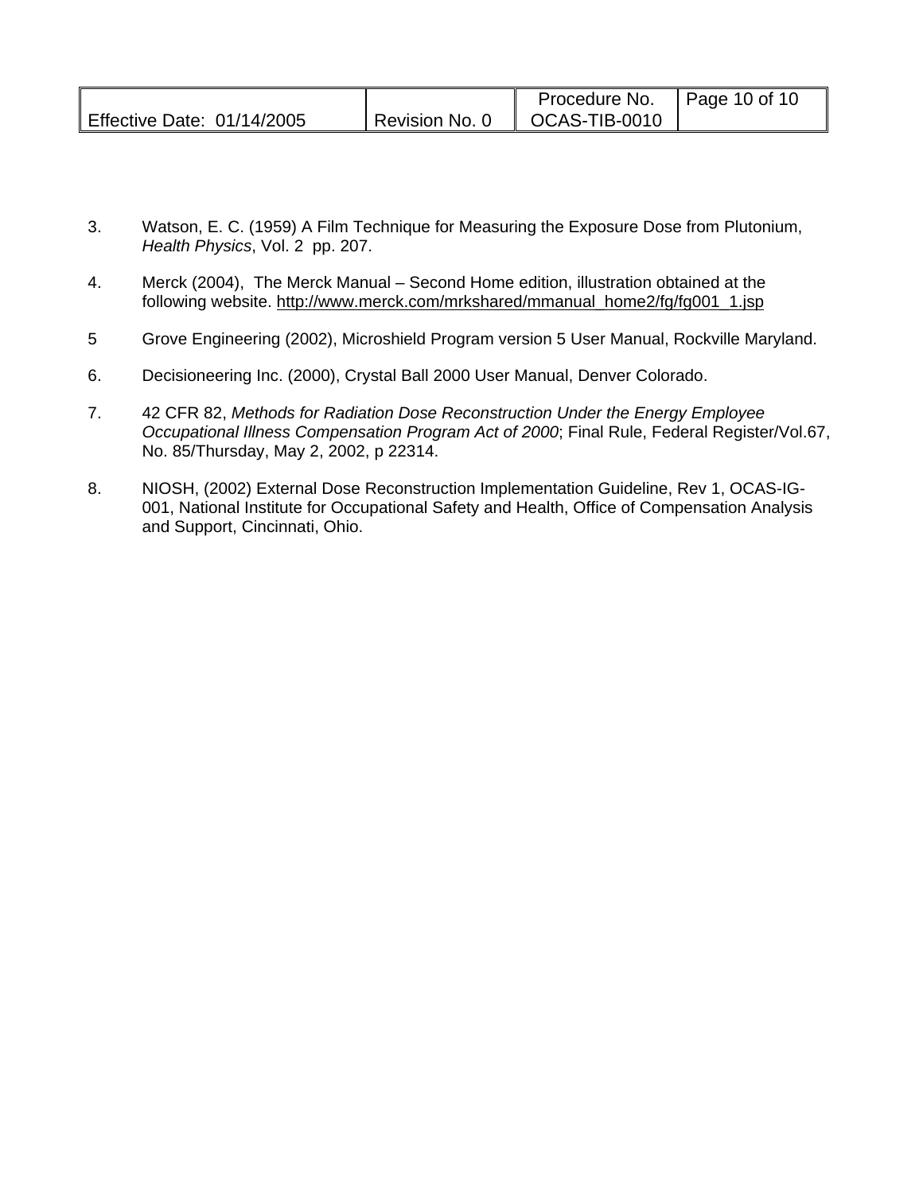3. Watson, E. C. (1959) A Film Technique for Measuring the Exposure Dose from Plutonium, *Health Physics*, Vol. 2 pp. 207.

4. Merck (2004), The Merck Manual – Second Home edition, illustration obtained at the following website. http://www.merck.com/mrkshared/mmanual_home2/fg/fg001_1.jsp

5 Grove Engineering (2002), Microshield Program version 5 User Manual, Rockville Maryland.

6. Decisioneering Inc. (2000), Crystal Ball 2000 User Manual, Denver Colorado.

7. 42 CFR 82, *Methods for Radiation Dose Reconstruction Under the Energy Employee Occupational Illness Compensation Program Act of 2000*; Final Rule, Federal Register/Vol.67, No. 85/Thursday, May 2, 2002, p 22314.

8. NIOSH, (2002) External Dose Reconstruction Implementation Guideline, Rev 1, OCAS-IG-001, National Institute for Occupational Safety and Health, Office of Compensation Analysis and Support, Cincinnati, Ohio.